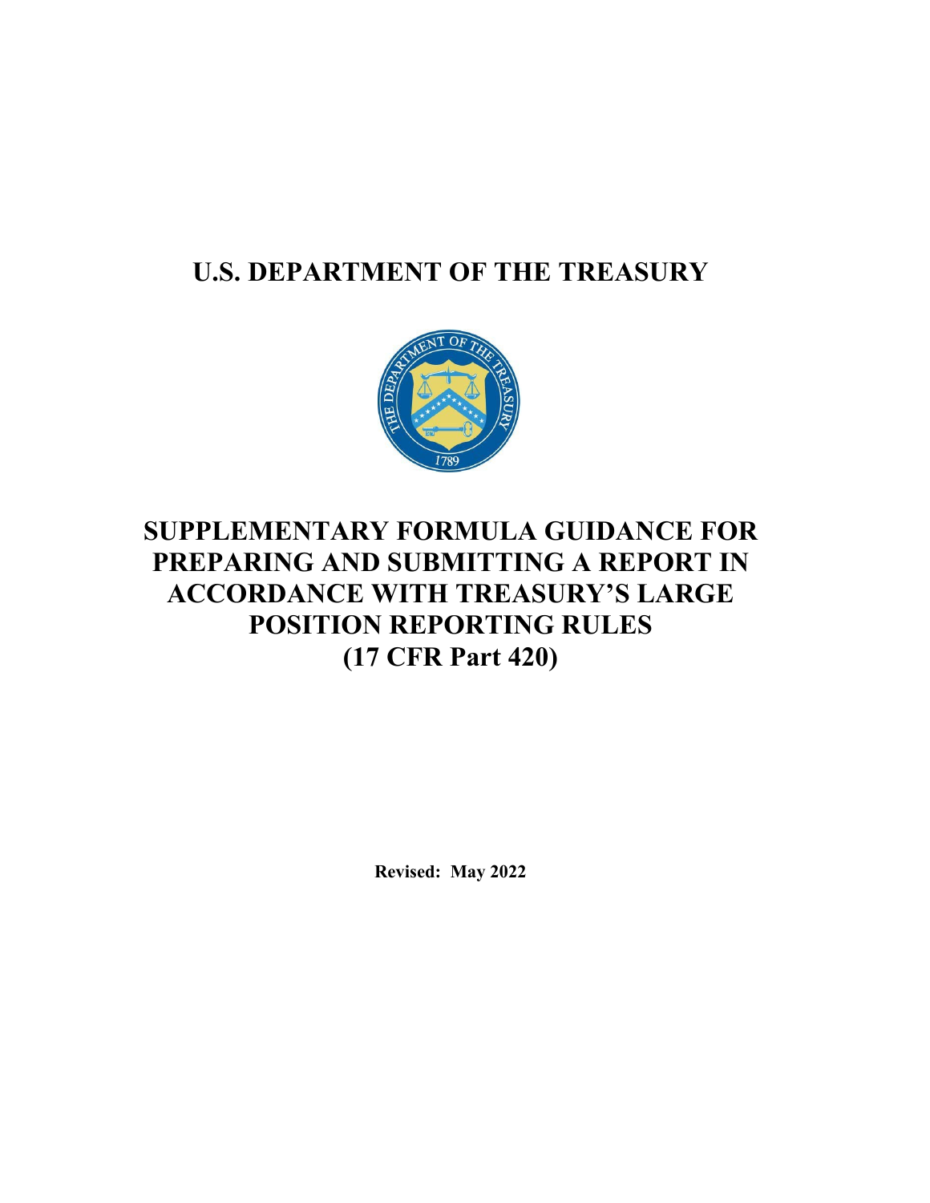# U.S. DEPARTMENT OF THE TREASURY

# SUPPLEMENTARY FORMULA GUIDANCE FOR PREPARING AND SUBMITTING A REPORT IN ACCORDANCE WITH TREASURY'S LARGE POSITION REPORTING RULES (17 CFR Part 420)

**Revised: May 2022**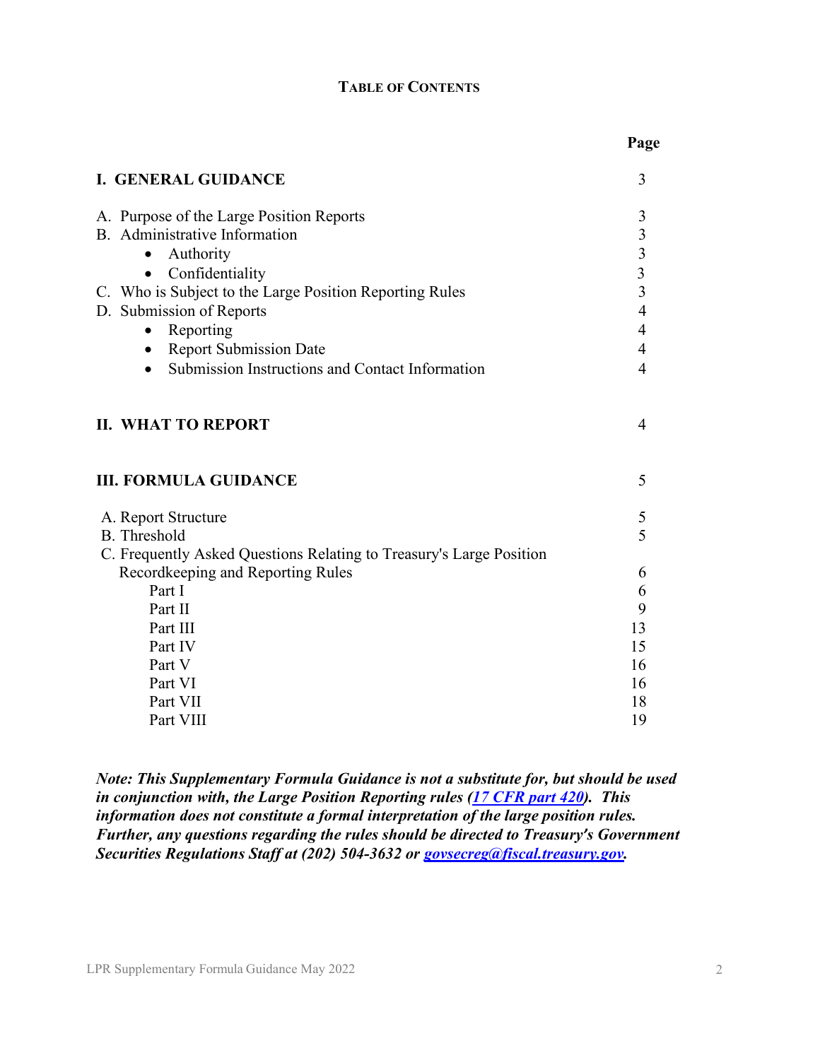# TABLE OF CONTENTS

| | Page |
|---|---|
| **I. GENERAL GUIDANCE** | 3 |
| A. Purpose of the Large Position Reports | 3 |
| B. Administrative Information | 3 |
| • Authority | 3 |
| • Confidentiality | 3 |
| C. Who is Subject to the Large Position Reporting Rules | 3 |
| D. Submission of Reports | 4 |
| • Reporting | 4 |
| • Report Submission Date | 4 |
| • Submission Instructions and Contact Information | 4 |
| **II. WHAT TO REPORT** | 4 |
| **III. FORMULA GUIDANCE** | 5 |
| A. Report Structure | 5 |
| B. Threshold | 5 |
| C. Frequently Asked Questions Relating to Treasury's Large Position Recordkeeping and Reporting Rules | 6 |
| Part I | 6 |
| Part II | 9 |
| Part III | 13 |
| Part IV | 15 |
| Part V | 16 |
| Part VI | 16 |
| Part VII | 18 |
| Part VIII | 19 |

***Note: This Supplementary Formula Guidance is not a substitute for, but should be used in conjunction with, the Large Position Reporting rules (17 CFR part 420). This information does not constitute a formal interpretation of the large position rules. Further, any questions regarding the rules should be directed to Treasury's Government Securities Regulations Staff at (202) 504-3632 or govsecreg@fiscal.treasury.gov.***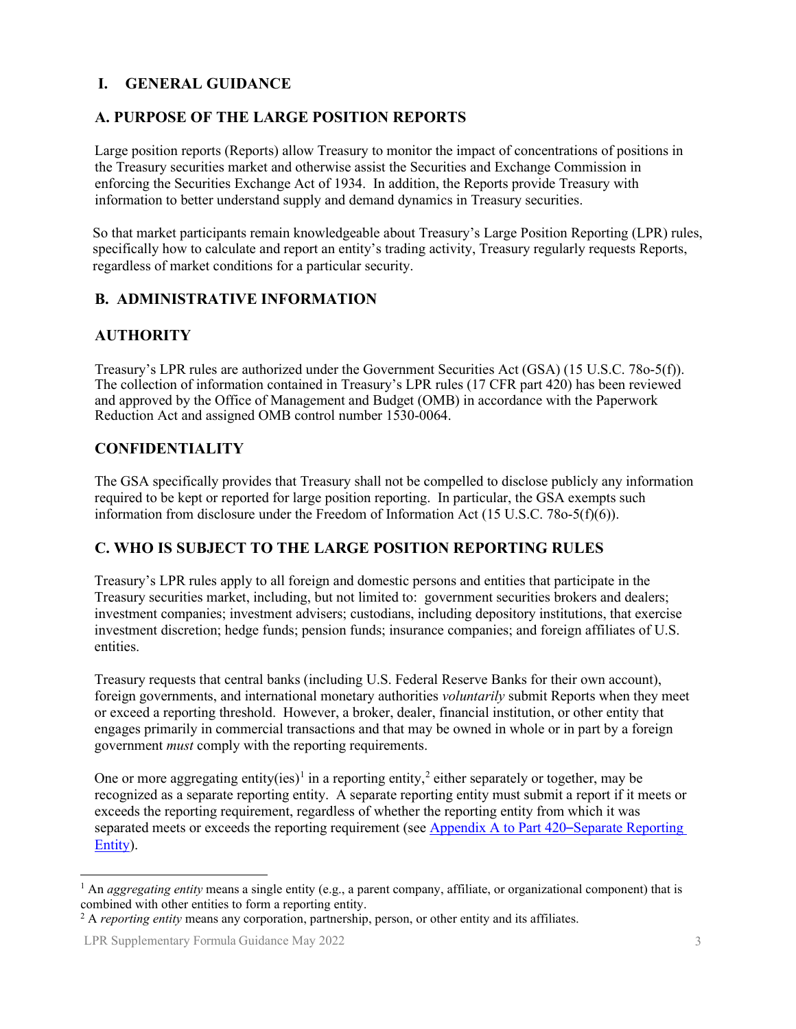# I. GENERAL GUIDANCE

## A. PURPOSE OF THE LARGE POSITION REPORTS

Large position reports (Reports) allow Treasury to monitor the impact of concentrations of positions in the Treasury securities market and otherwise assist the Securities and Exchange Commission in enforcing the Securities Exchange Act of 1934. In addition, the Reports provide Treasury with information to better understand supply and demand dynamics in Treasury securities.

So that market participants remain knowledgeable about Treasury's Large Position Reporting (LPR) rules, specifically how to calculate and report an entity's trading activity, Treasury regularly requests Reports, regardless of market conditions for a particular security.

## B. ADMINISTRATIVE INFORMATION

### AUTHORITY

Treasury's LPR rules are authorized under the Government Securities Act (GSA) (15 U.S.C. 78o-5(f)). The collection of information contained in Treasury's LPR rules (17 CFR part 420) has been reviewed and approved by the Office of Management and Budget (OMB) in accordance with the Paperwork Reduction Act and assigned OMB control number 1530-0064.

### CONFIDENTIALITY

The GSA specifically provides that Treasury shall not be compelled to disclose publicly any information required to be kept or reported for large position reporting. In particular, the GSA exempts such information from disclosure under the Freedom of Information Act (15 U.S.C. 78o-5(f)(6)).

## C. WHO IS SUBJECT TO THE LARGE POSITION REPORTING RULES

Treasury's LPR rules apply to all foreign and domestic persons and entities that participate in the Treasury securities market, including, but not limited to: government securities brokers and dealers; investment companies; investment advisers; custodians, including depository institutions, that exercise investment discretion; hedge funds; pension funds; insurance companies; and foreign affiliates of U.S. entities.

Treasury requests that central banks (including U.S. Federal Reserve Banks for their own account), foreign governments, and international monetary authorities *voluntarily* submit Reports when they meet or exceed a reporting threshold. However, a broker, dealer, financial institution, or other entity that engages primarily in commercial transactions and that may be owned in whole or in part by a foreign government *must* comply with the reporting requirements.

One or more aggregating entity(ies)[1] in a reporting entity,[2] either separately or together, may be recognized as a separate reporting entity. A separate reporting entity must submit a report if it meets or exceeds the reporting requirement, regardless of whether the reporting entity from which it was separated meets or exceeds the reporting requirement (see [Appendix A to Part 420–Separate Reporting Entity]).

---

[1] An *aggregating entity* means a single entity (e.g., a parent company, affiliate, or organizational component) that is combined with other entities to form a reporting entity.

[2] A *reporting entity* means any corporation, partnership, person, or other entity and its affiliates.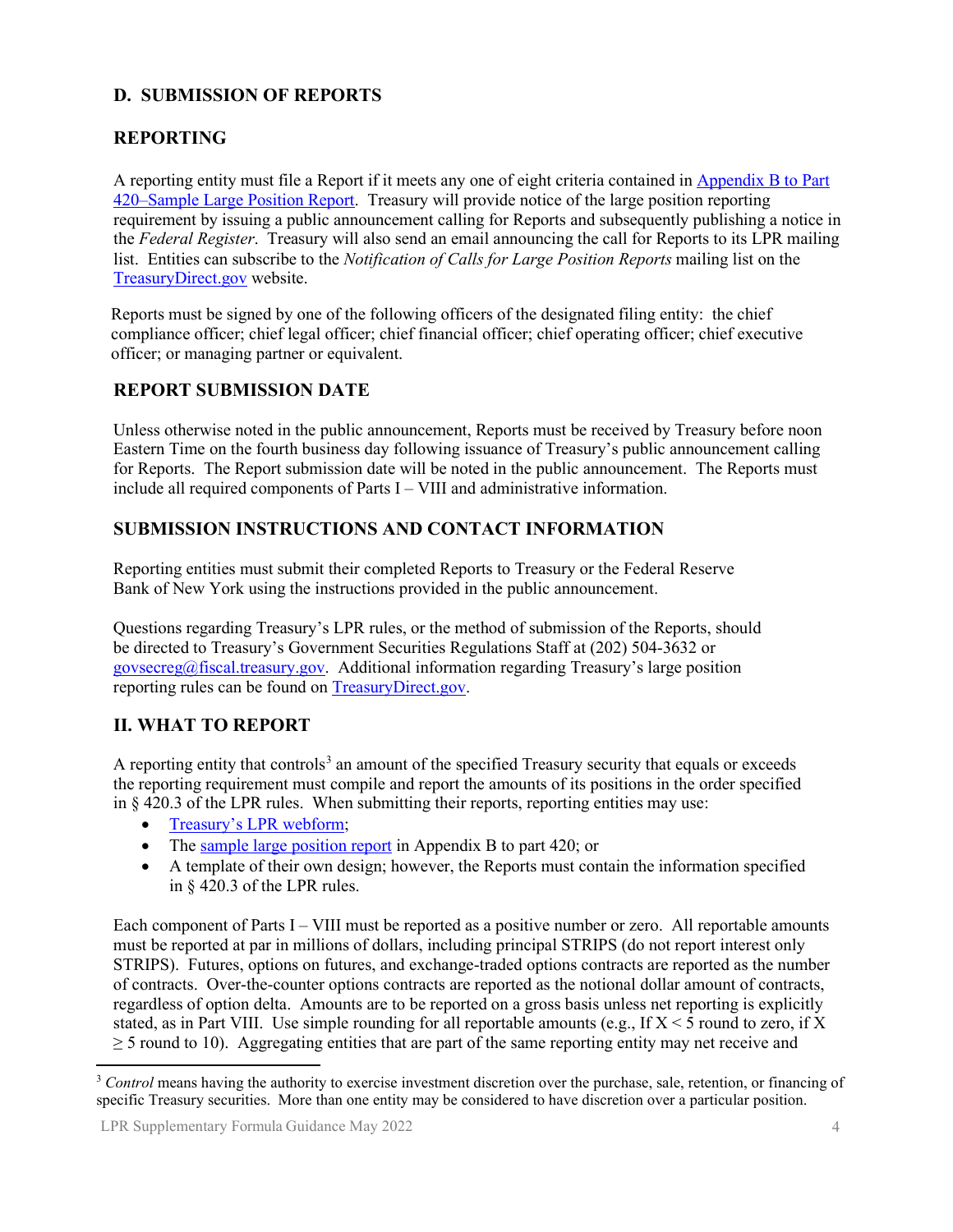## D. SUBMISSION OF REPORTS

### REPORTING

A reporting entity must file a Report if it meets any one of eight criteria contained in [Appendix B to Part 420–Sample Large Position Report](). Treasury will provide notice of the large position reporting requirement by issuing a public announcement calling for Reports and subsequently publishing a notice in the *Federal Register*. Treasury will also send an email announcing the call for Reports to its LPR mailing list. Entities can subscribe to the *Notification of Calls for Large Position Reports* mailing list on the [TreasuryDirect.gov]() website.

Reports must be signed by one of the following officers of the designated filing entity: the chief compliance officer; chief legal officer; chief financial officer; chief operating officer; chief executive officer; or managing partner or equivalent.

### REPORT SUBMISSION DATE

Unless otherwise noted in the public announcement, Reports must be received by Treasury before noon Eastern Time on the fourth business day following issuance of Treasury's public announcement calling for Reports. The Report submission date will be noted in the public announcement. The Reports must include all required components of Parts I – VIII and administrative information.

### SUBMISSION INSTRUCTIONS AND CONTACT INFORMATION

Reporting entities must submit their completed Reports to Treasury or the Federal Reserve Bank of New York using the instructions provided in the public announcement.

Questions regarding Treasury's LPR rules, or the method of submission of the Reports, should be directed to Treasury's Government Securities Regulations Staff at (202) 504-3632 or [govsecreg@fiscal.treasury.gov](). Additional information regarding Treasury's large position reporting rules can be found on [TreasuryDirect.gov]().

## II. WHAT TO REPORT

A reporting entity that controls[3] an amount of the specified Treasury security that equals or exceeds the reporting requirement must compile and report the amounts of its positions in the order specified in § 420.3 of the LPR rules. When submitting their reports, reporting entities may use:

- [Treasury's LPR webform]();
- The [sample large position report]() in Appendix B to part 420; or
- A template of their own design; however, the Reports must contain the information specified in § 420.3 of the LPR rules.

Each component of Parts I – VIII must be reported as a positive number or zero. All reportable amounts must be reported at par in millions of dollars, including principal STRIPS (do not report interest only STRIPS). Futures, options on futures, and exchange-traded options contracts are reported as the number of contracts. Over-the-counter options contracts are reported as the notional dollar amount of contracts, regardless of option delta. Amounts are to be reported on a gross basis unless net reporting is explicitly stated, as in Part VIII. Use simple rounding for all reportable amounts (e.g., If $X < 5$ round to zero, if $X \geq 5$ round to 10). Aggregating entities that are part of the same reporting entity may net receive and

---

[3] *Control* means having the authority to exercise investment discretion over the purchase, sale, retention, or financing of specific Treasury securities. More than one entity may be considered to have discretion over a particular position.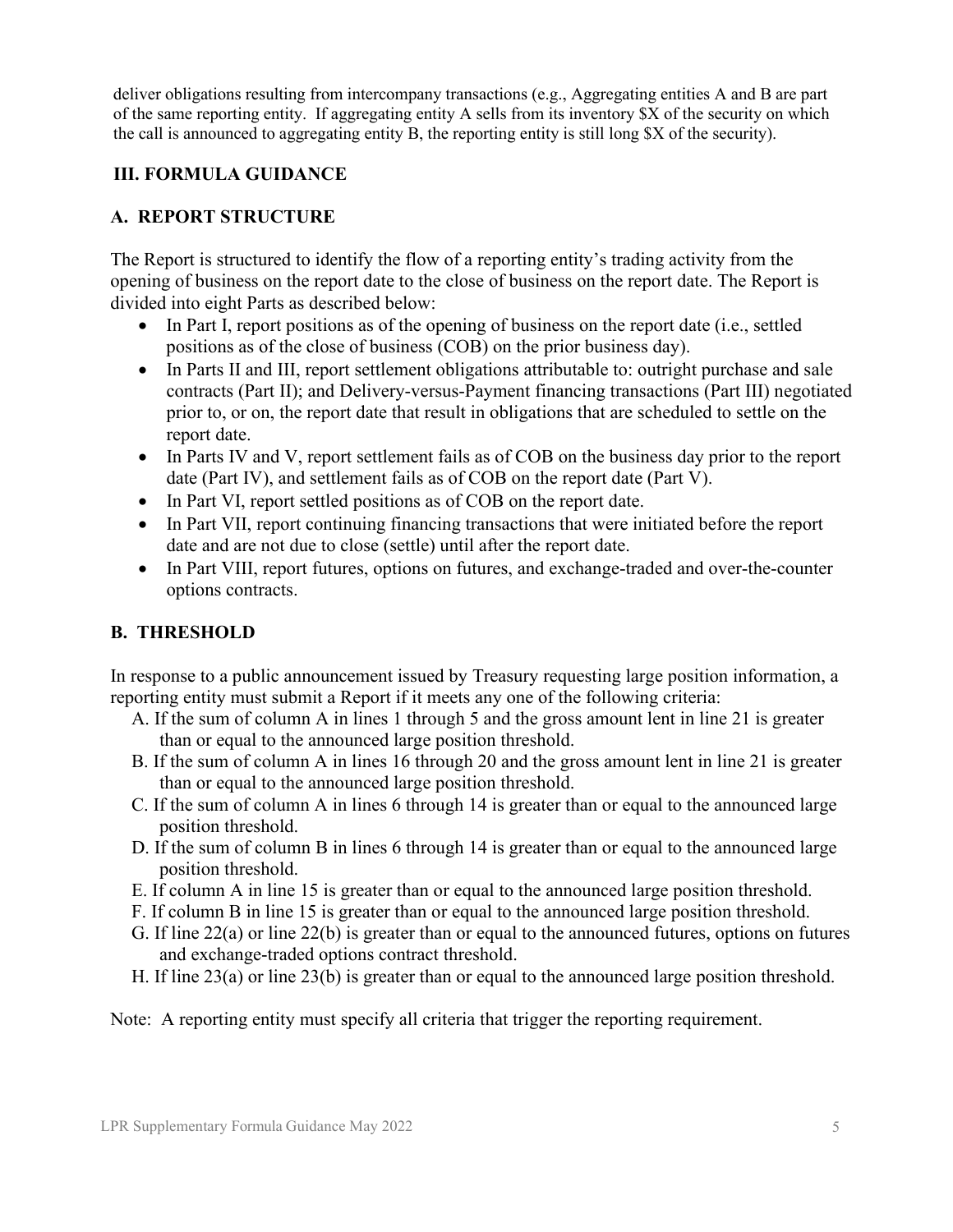deliver obligations resulting from intercompany transactions (e.g., Aggregating entities A and B are part of the same reporting entity. If aggregating entity A sells from its inventory $X of the security on which the call is announced to aggregating entity B, the reporting entity is still long $X of the security).

## III. FORMULA GUIDANCE

### A. REPORT STRUCTURE

The Report is structured to identify the flow of a reporting entity's trading activity from the opening of business on the report date to the close of business on the report date. The Report is divided into eight Parts as described below:

- In Part I, report positions as of the opening of business on the report date (i.e., settled positions as of the close of business (COB) on the prior business day).
- In Parts II and III, report settlement obligations attributable to: outright purchase and sale contracts (Part II); and Delivery-versus-Payment financing transactions (Part III) negotiated prior to, or on, the report date that result in obligations that are scheduled to settle on the report date.
- In Parts IV and V, report settlement fails as of COB on the business day prior to the report date (Part IV), and settlement fails as of COB on the report date (Part V).
- In Part VI, report settled positions as of COB on the report date.
- In Part VII, report continuing financing transactions that were initiated before the report date and are not due to close (settle) until after the report date.
- In Part VIII, report futures, options on futures, and exchange-traded and over-the-counter options contracts.

### B. THRESHOLD

In response to a public announcement issued by Treasury requesting large position information, a reporting entity must submit a Report if it meets any one of the following criteria:

A. If the sum of column A in lines 1 through 5 and the gross amount lent in line 21 is greater than or equal to the announced large position threshold.
B. If the sum of column A in lines 16 through 20 and the gross amount lent in line 21 is greater than or equal to the announced large position threshold.
C. If the sum of column A in lines 6 through 14 is greater than or equal to the announced large position threshold.
D. If the sum of column B in lines 6 through 14 is greater than or equal to the announced large position threshold.
E. If column A in line 15 is greater than or equal to the announced large position threshold.
F. If column B in line 15 is greater than or equal to the announced large position threshold.
G. If line 22(a) or line 22(b) is greater than or equal to the announced futures, options on futures and exchange-traded options contract threshold.
H. If line 23(a) or line 23(b) is greater than or equal to the announced large position threshold.

Note: A reporting entity must specify all criteria that trigger the reporting requirement.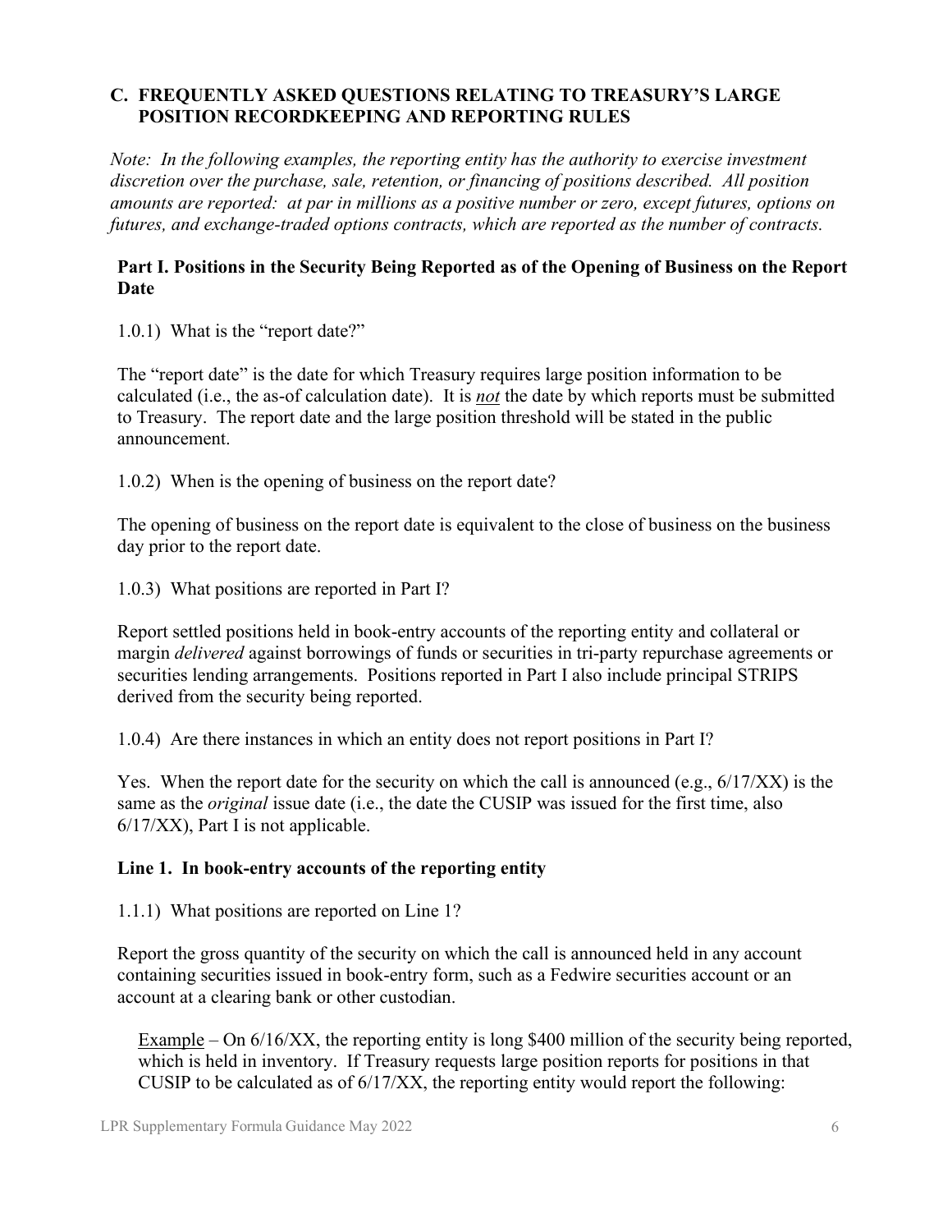## C. FREQUENTLY ASKED QUESTIONS RELATING TO TREASURY'S LARGE POSITION RECORDKEEPING AND REPORTING RULES

*Note: In the following examples, the reporting entity has the authority to exercise investment discretion over the purchase, sale, retention, or financing of positions described. All position amounts are reported: at par in millions as a positive number or zero, except futures, options on futures, and exchange-traded options contracts, which are reported as the number of contracts.*

### Part I. Positions in the Security Being Reported as of the Opening of Business on the Report Date

1.0.1) What is the "report date?"

The "report date" is the date for which Treasury requires large position information to be calculated (i.e., the as-of calculation date). It is ***not*** the date by which reports must be submitted to Treasury. The report date and the large position threshold will be stated in the public announcement.

1.0.2) When is the opening of business on the report date?

The opening of business on the report date is equivalent to the close of business on the business day prior to the report date.

1.0.3) What positions are reported in Part I?

Report settled positions held in book-entry accounts of the reporting entity and collateral or margin *delivered* against borrowings of funds or securities in tri-party repurchase agreements or securities lending arrangements. Positions reported in Part I also include principal STRIPS derived from the security being reported.

1.0.4) Are there instances in which an entity does not report positions in Part I?

Yes. When the report date for the security on which the call is announced (e.g., 6/17/XX) is the same as the *original* issue date (i.e., the date the CUSIP was issued for the first time, also 6/17/XX), Part I is not applicable.

### Line 1. In book-entry accounts of the reporting entity

1.1.1) What positions are reported on Line 1?

Report the gross quantity of the security on which the call is announced held in any account containing securities issued in book-entry form, such as a Fedwire securities account or an account at a clearing bank or other custodian.

Example – On 6/16/XX, the reporting entity is long $400 million of the security being reported, which is held in inventory. If Treasury requests large position reports for positions in that CUSIP to be calculated as of 6/17/XX, the reporting entity would report the following: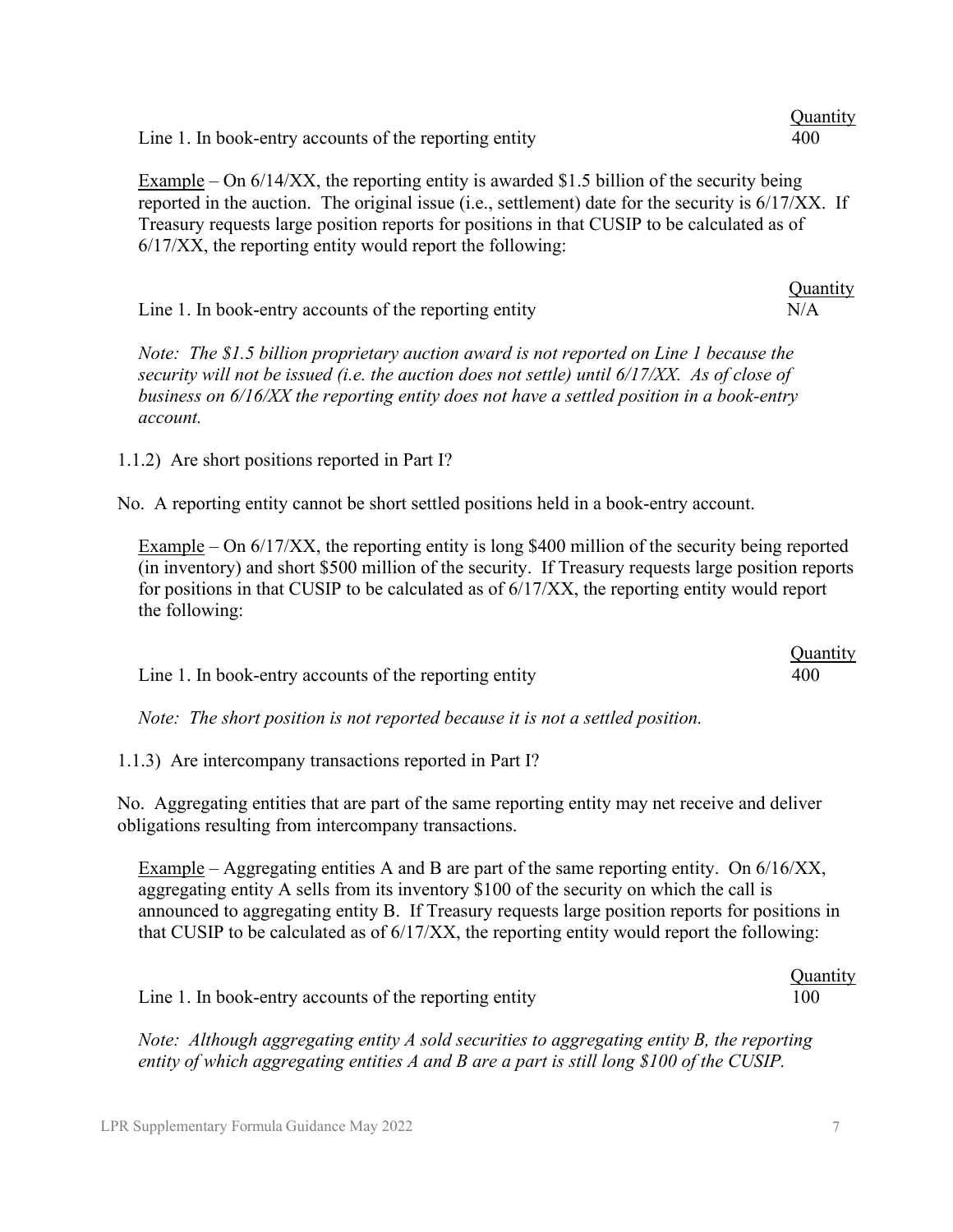| | Quantity |
|---|---|
| Line 1. In book-entry accounts of the reporting entity | 400 |

Example – On 6/14/XX, the reporting entity is awarded $1.5 billion of the security being reported in the auction. The original issue (i.e., settlement) date for the security is 6/17/XX. If Treasury requests large position reports for positions in that CUSIP to be calculated as of 6/17/XX, the reporting entity would report the following:

| | Quantity |
|---|---|
| Line 1. In book-entry accounts of the reporting entity | N/A |

*Note: The $1.5 billion proprietary auction award is not reported on Line 1 because the security will not be issued (i.e. the auction does not settle) until 6/17/XX. As of close of business on 6/16/XX the reporting entity does not have a settled position in a book-entry account.*

1.1.2) Are short positions reported in Part I?

No. A reporting entity cannot be short settled positions held in a book-entry account.

Example – On 6/17/XX, the reporting entity is long $400 million of the security being reported (in inventory) and short $500 million of the security. If Treasury requests large position reports for positions in that CUSIP to be calculated as of 6/17/XX, the reporting entity would report the following:

| | Quantity |
|---|---|
| Line 1. In book-entry accounts of the reporting entity | 400 |

*Note: The short position is not reported because it is not a settled position.*

1.1.3) Are intercompany transactions reported in Part I?

No. Aggregating entities that are part of the same reporting entity may net receive and deliver obligations resulting from intercompany transactions.

Example – Aggregating entities A and B are part of the same reporting entity. On 6/16/XX, aggregating entity A sells from its inventory $100 of the security on which the call is announced to aggregating entity B. If Treasury requests large position reports for positions in that CUSIP to be calculated as of 6/17/XX, the reporting entity would report the following:

| | Quantity |
|---|---|
| Line 1. In book-entry accounts of the reporting entity | 100 |

*Note: Although aggregating entity A sold securities to aggregating entity B, the reporting entity of which aggregating entities A and B are a part is still long $100 of the CUSIP.*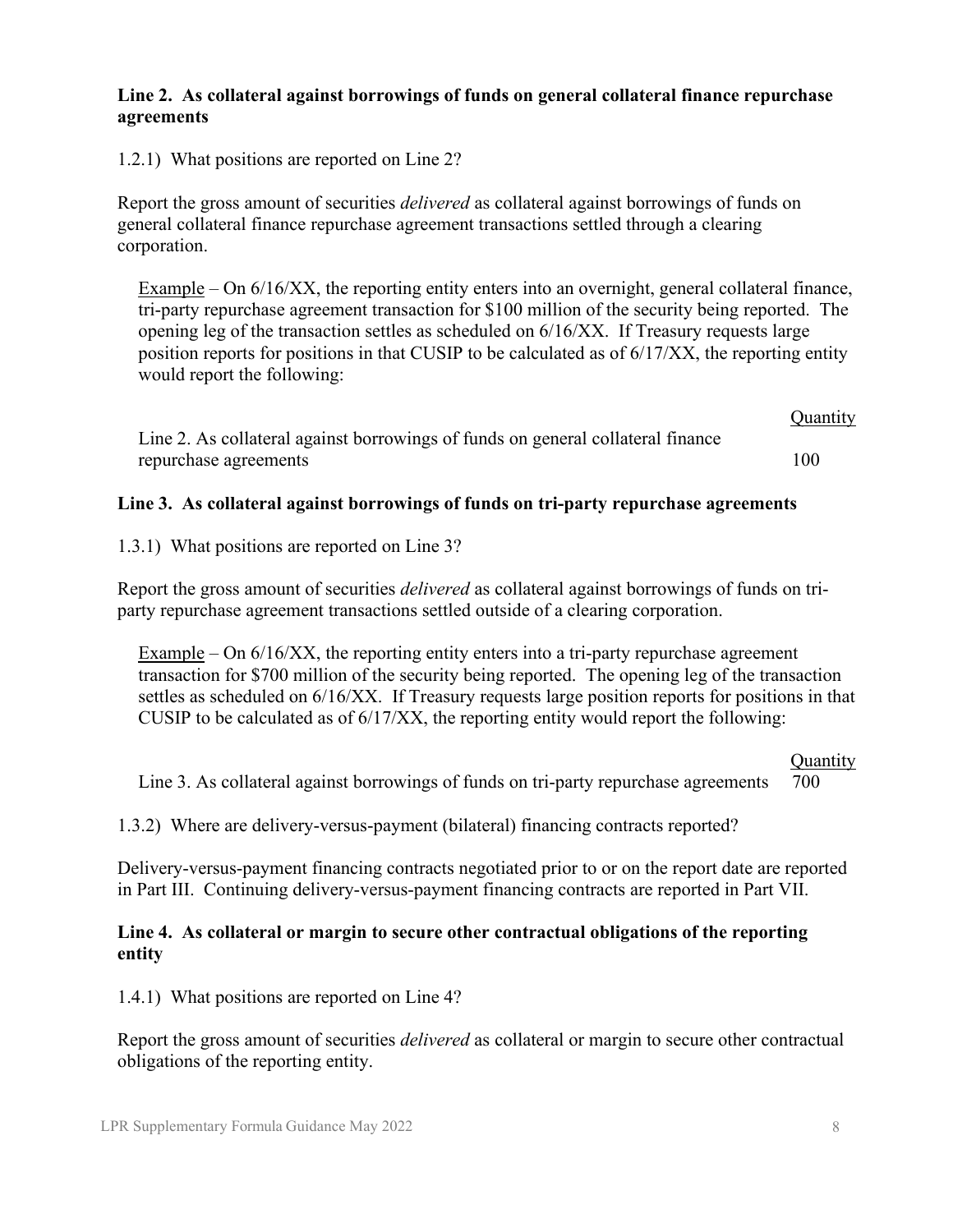**Line 2. As collateral against borrowings of funds on general collateral finance repurchase agreements**

1.2.1) What positions are reported on Line 2?

Report the gross amount of securities *delivered* as collateral against borrowings of funds on general collateral finance repurchase agreement transactions settled through a clearing corporation.

Example – On 6/16/XX, the reporting entity enters into an overnight, general collateral finance, tri-party repurchase agreement transaction for $100 million of the security being reported. The opening leg of the transaction settles as scheduled on 6/16/XX. If Treasury requests large position reports for positions in that CUSIP to be calculated as of 6/17/XX, the reporting entity would report the following:

| | Quantity |
|---|---|
| Line 2. As collateral against borrowings of funds on general collateral finance repurchase agreements | 100 |

**Line 3. As collateral against borrowings of funds on tri-party repurchase agreements**

1.3.1) What positions are reported on Line 3?

Report the gross amount of securities *delivered* as collateral against borrowings of funds on tri-party repurchase agreement transactions settled outside of a clearing corporation.

Example – On 6/16/XX, the reporting entity enters into a tri-party repurchase agreement transaction for $700 million of the security being reported. The opening leg of the transaction settles as scheduled on 6/16/XX. If Treasury requests large position reports for positions in that CUSIP to be calculated as of 6/17/XX, the reporting entity would report the following:

| | Quantity |
|---|---|
| Line 3. As collateral against borrowings of funds on tri-party repurchase agreements | 700 |

1.3.2) Where are delivery-versus-payment (bilateral) financing contracts reported?

Delivery-versus-payment financing contracts negotiated prior to or on the report date are reported in Part III. Continuing delivery-versus-payment financing contracts are reported in Part VII.

**Line 4. As collateral or margin to secure other contractual obligations of the reporting entity**

1.4.1) What positions are reported on Line 4?

Report the gross amount of securities *delivered* as collateral or margin to secure other contractual obligations of the reporting entity.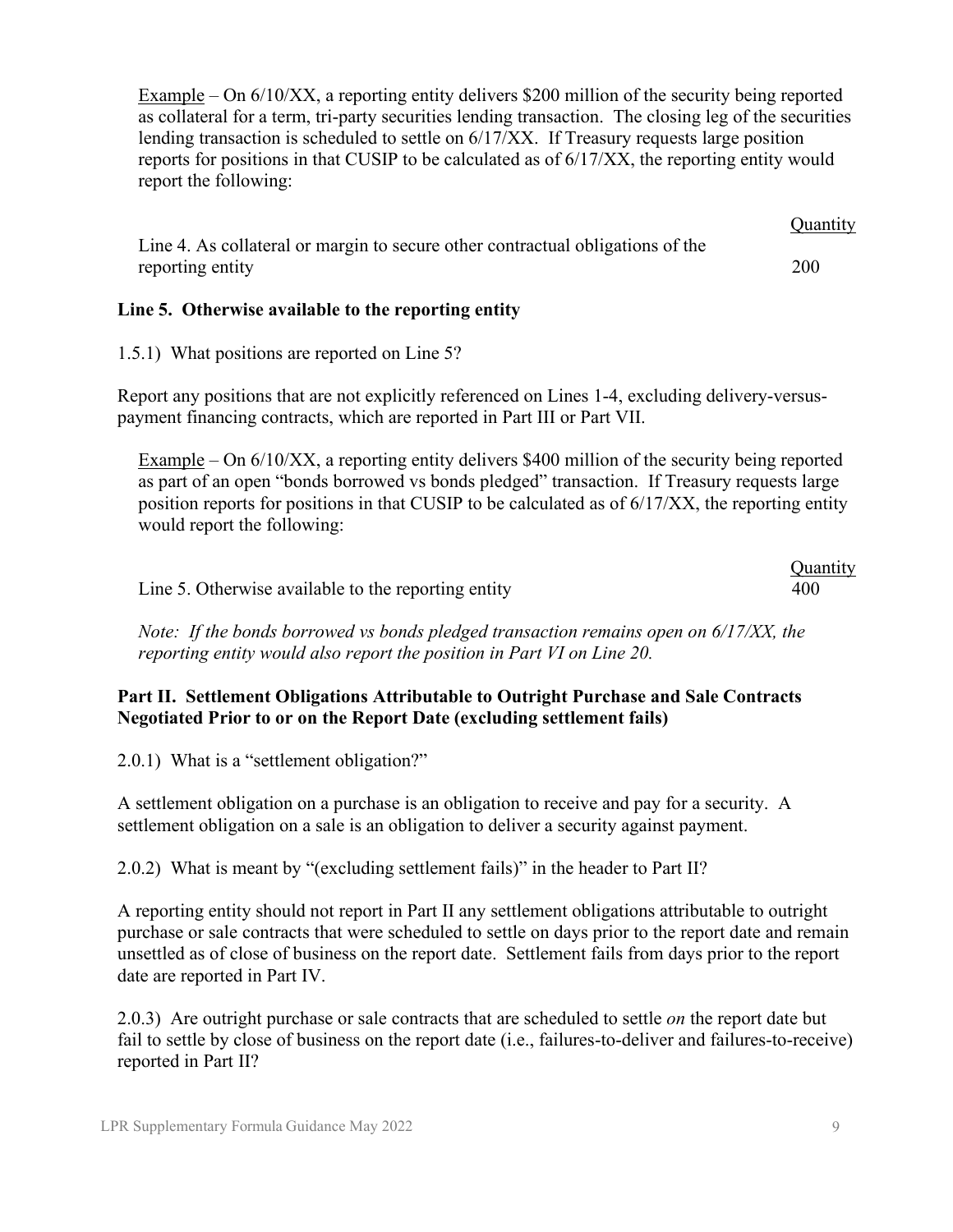Example – On 6/10/XX, a reporting entity delivers $200 million of the security being reported as collateral for a term, tri-party securities lending transaction. The closing leg of the securities lending transaction is scheduled to settle on 6/17/XX. If Treasury requests large position reports for positions in that CUSIP to be calculated as of 6/17/XX, the reporting entity would report the following:

| | Quantity |
|---|---|
| Line 4. As collateral or margin to secure other contractual obligations of the reporting entity | 200 |

**Line 5. Otherwise available to the reporting entity**

1.5.1) What positions are reported on Line 5?

Report any positions that are not explicitly referenced on Lines 1-4, excluding delivery-versus-payment financing contracts, which are reported in Part III or Part VII.

Example – On 6/10/XX, a reporting entity delivers $400 million of the security being reported as part of an open "bonds borrowed vs bonds pledged" transaction. If Treasury requests large position reports for positions in that CUSIP to be calculated as of 6/17/XX, the reporting entity would report the following:

| | Quantity |
|---|---|
| Line 5. Otherwise available to the reporting entity | 400 |

*Note: If the bonds borrowed vs bonds pledged transaction remains open on 6/17/XX, the reporting entity would also report the position in Part VI on Line 20.*

**Part II. Settlement Obligations Attributable to Outright Purchase and Sale Contracts Negotiated Prior to or on the Report Date (excluding settlement fails)**

2.0.1) What is a "settlement obligation?"

A settlement obligation on a purchase is an obligation to receive and pay for a security. A settlement obligation on a sale is an obligation to deliver a security against payment.

2.0.2) What is meant by "(excluding settlement fails)" in the header to Part II?

A reporting entity should not report in Part II any settlement obligations attributable to outright purchase or sale contracts that were scheduled to settle on days prior to the report date and remain unsettled as of close of business on the report date. Settlement fails from days prior to the report date are reported in Part IV.

2.0.3) Are outright purchase or sale contracts that are scheduled to settle *on* the report date but fail to settle by close of business on the report date (i.e., failures-to-deliver and failures-to-receive) reported in Part II?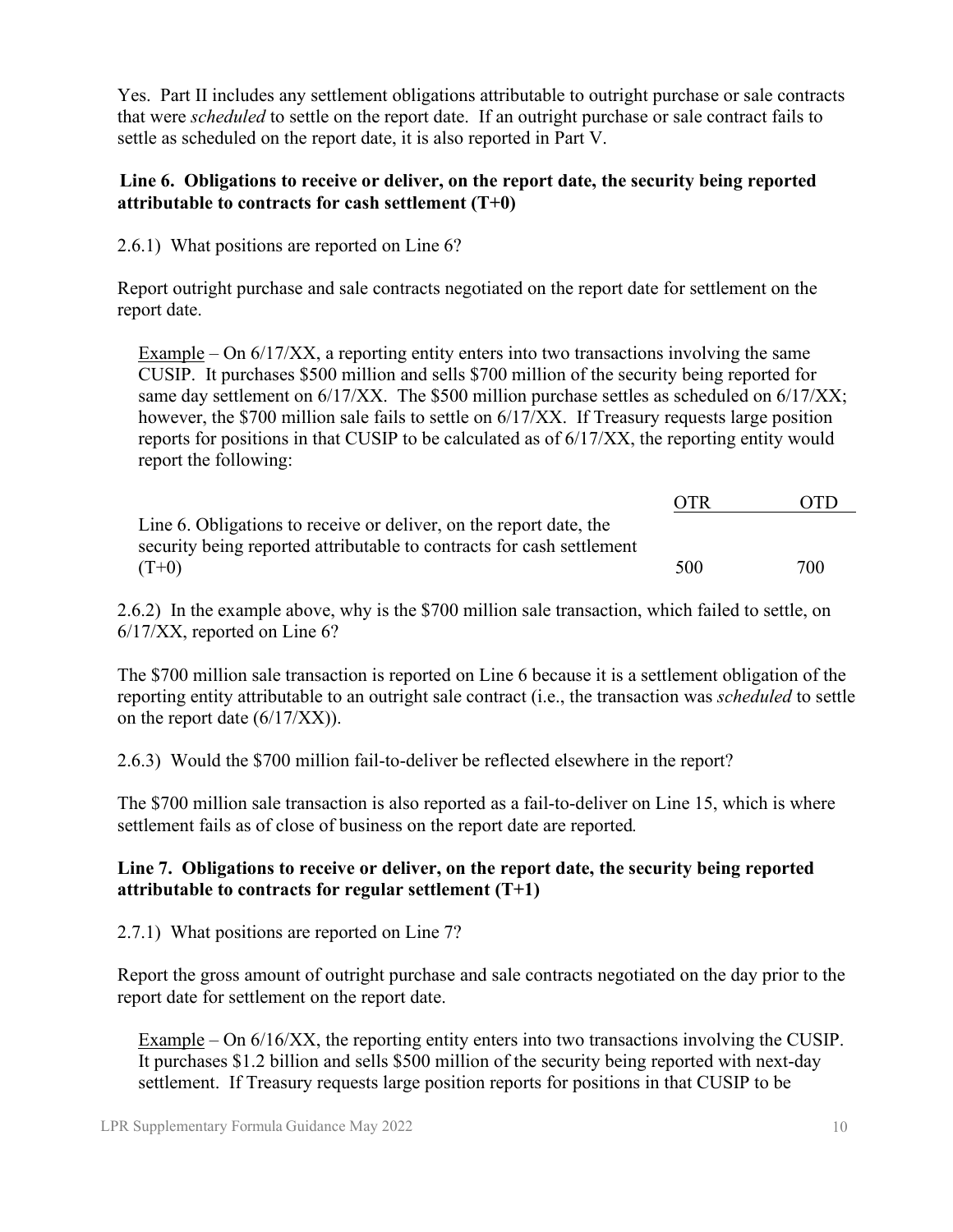Yes. Part II includes any settlement obligations attributable to outright purchase or sale contracts that were *scheduled* to settle on the report date. If an outright purchase or sale contract fails to settle as scheduled on the report date, it is also reported in Part V.

### Line 6. Obligations to receive or deliver, on the report date, the security being reported attributable to contracts for cash settlement (T+0)

2.6.1) What positions are reported on Line 6?

Report outright purchase and sale contracts negotiated on the report date for settlement on the report date.

> <u>Example</u> – On 6/17/XX, a reporting entity enters into two transactions involving the same CUSIP. It purchases $500 million and sells $700 million of the security being reported for same day settlement on 6/17/XX. The $500 million purchase settles as scheduled on 6/17/XX; however, the $700 million sale fails to settle on 6/17/XX. If Treasury requests large position reports for positions in that CUSIP to be calculated as of 6/17/XX, the reporting entity would report the following:

| | OTR | OTD |
|---|---|---|
| Line 6. Obligations to receive or deliver, on the report date, the security being reported attributable to contracts for cash settlement (T+0) | 500 | 700 |

2.6.2) In the example above, why is the $700 million sale transaction, which failed to settle, on 6/17/XX, reported on Line 6?

The $700 million sale transaction is reported on Line 6 because it is a settlement obligation of the reporting entity attributable to an outright sale contract (i.e., the transaction was *scheduled* to settle on the report date (6/17/XX)).

2.6.3) Would the $700 million fail-to-deliver be reflected elsewhere in the report?

The $700 million sale transaction is also reported as a fail-to-deliver on Line 15, which is where settlement fails as of close of business on the report date are reported.

### Line 7. Obligations to receive or deliver, on the report date, the security being reported attributable to contracts for regular settlement (T+1)

2.7.1) What positions are reported on Line 7?

Report the gross amount of outright purchase and sale contracts negotiated on the day prior to the report date for settlement on the report date.

> <u>Example</u> – On 6/16/XX, the reporting entity enters into two transactions involving the CUSIP. It purchases $1.2 billion and sells $500 million of the security being reported with next-day settlement. If Treasury requests large position reports for positions in that CUSIP to be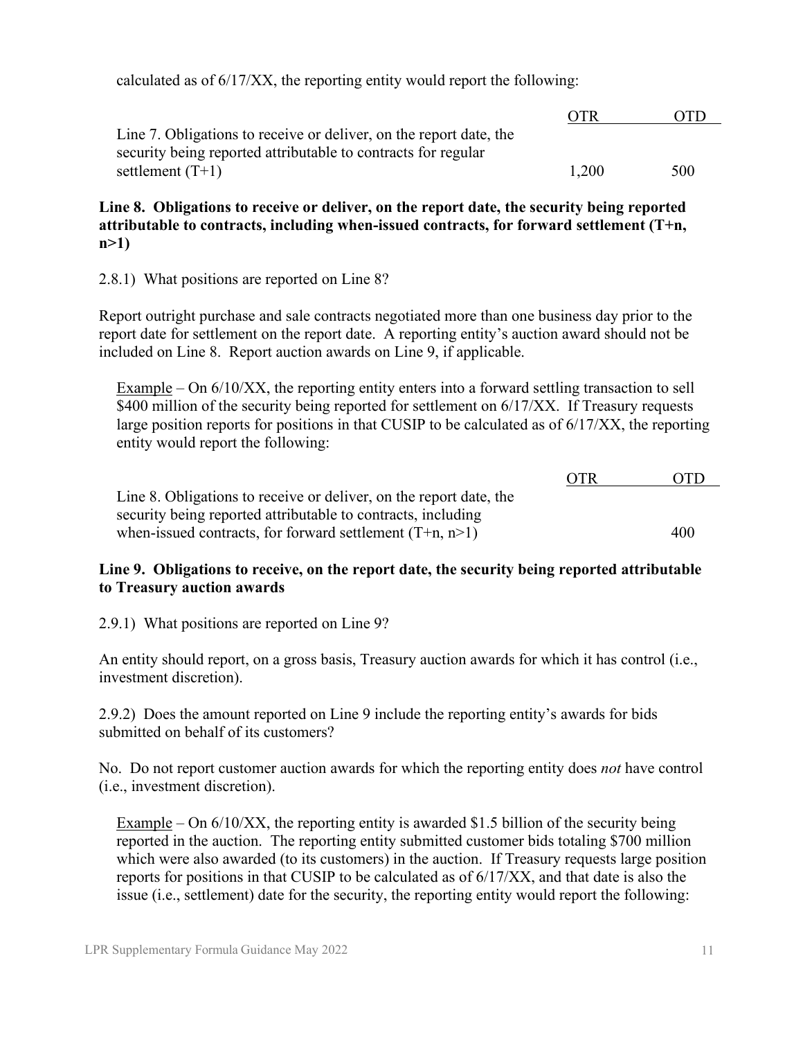calculated as of 6/17/XX, the reporting entity would report the following:

| | OTR | OTD |
|---|---|---|
| Line 7. Obligations to receive or deliver, on the report date, the security being reported attributable to contracts for regular settlement (T+1) | 1,200 | 500 |

**Line 8. Obligations to receive or deliver, on the report date, the security being reported attributable to contracts, including when-issued contracts, for forward settlement (T+n, n>1)**

2.8.1) What positions are reported on Line 8?

Report outright purchase and sale contracts negotiated more than one business day prior to the report date for settlement on the report date. A reporting entity's auction award should not be included on Line 8. Report auction awards on Line 9, if applicable.

Example – On 6/10/XX, the reporting entity enters into a forward settling transaction to sell \$400 million of the security being reported for settlement on 6/17/XX. If Treasury requests large position reports for positions in that CUSIP to be calculated as of 6/17/XX, the reporting entity would report the following:

| | OTR | OTD |
|---|---|---|
| Line 8. Obligations to receive or deliver, on the report date, the security being reported attributable to contracts, including when-issued contracts, for forward settlement (T+n, n>1) | | 400 |

**Line 9. Obligations to receive, on the report date, the security being reported attributable to Treasury auction awards**

2.9.1) What positions are reported on Line 9?

An entity should report, on a gross basis, Treasury auction awards for which it has control (i.e., investment discretion).

2.9.2) Does the amount reported on Line 9 include the reporting entity's awards for bids submitted on behalf of its customers?

No. Do not report customer auction awards for which the reporting entity does *not* have control (i.e., investment discretion).

Example – On 6/10/XX, the reporting entity is awarded \$1.5 billion of the security being reported in the auction. The reporting entity submitted customer bids totaling \$700 million which were also awarded (to its customers) in the auction. If Treasury requests large position reports for positions in that CUSIP to be calculated as of 6/17/XX, and that date is also the issue (i.e., settlement) date for the security, the reporting entity would report the following: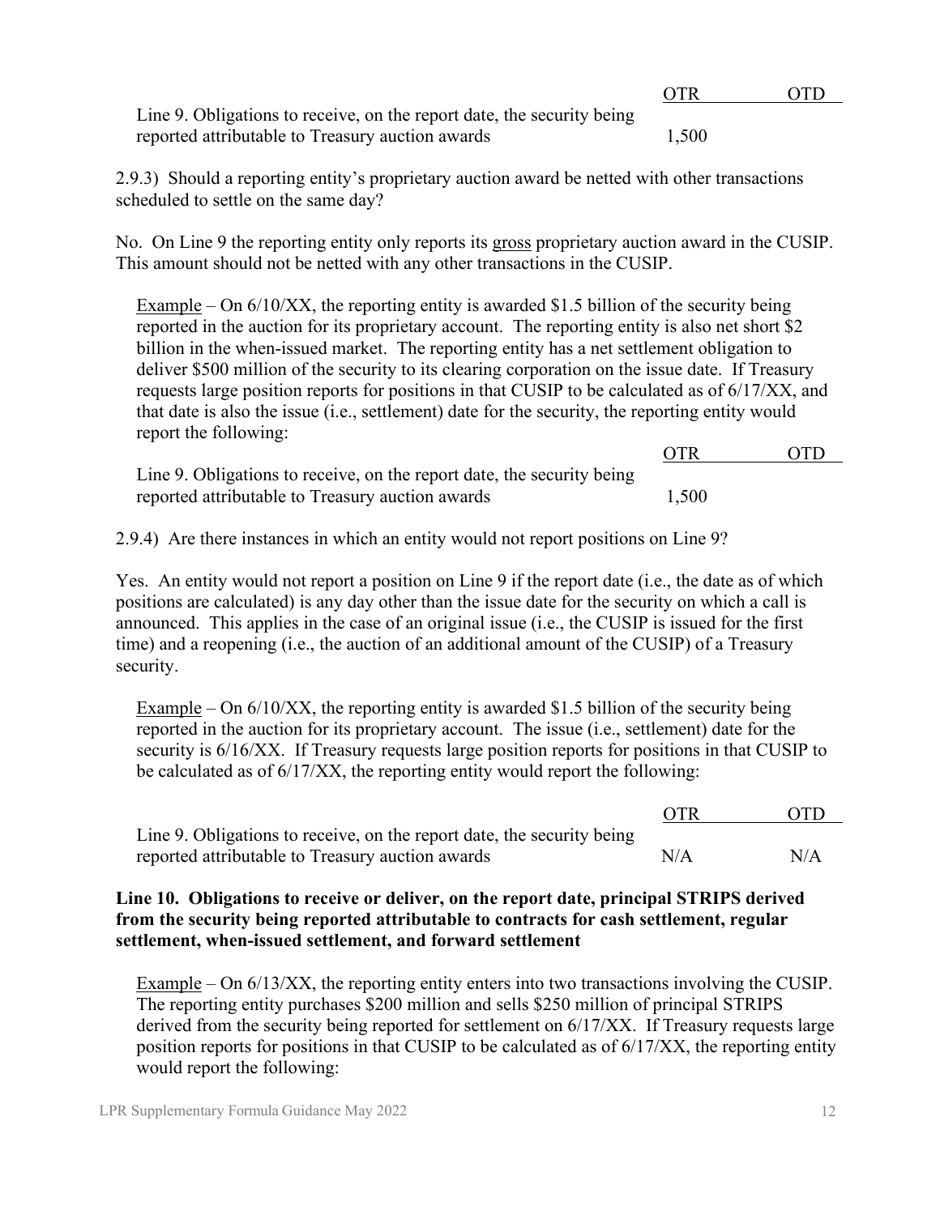| | OTR | OTD |
|---|---|---|
| Line 9. Obligations to receive, on the report date, the security being reported attributable to Treasury auction awards | 1,500 | |

2.9.3) Should a reporting entity's proprietary auction award be netted with other transactions scheduled to settle on the same day?

No. On Line 9 the reporting entity only reports its gross proprietary auction award in the CUSIP. This amount should not be netted with any other transactions in the CUSIP.

Example – On 6/10/XX, the reporting entity is awarded $1.5 billion of the security being reported in the auction for its proprietary account. The reporting entity is also net short $2 billion in the when-issued market. The reporting entity has a net settlement obligation to deliver $500 million of the security to its clearing corporation on the issue date. If Treasury requests large position reports for positions in that CUSIP to be calculated as of 6/17/XX, and that date is also the issue (i.e., settlement) date for the security, the reporting entity would report the following:

| | OTR | OTD |
|---|---|---|
| Line 9. Obligations to receive, on the report date, the security being reported attributable to Treasury auction awards | 1,500 | |

2.9.4) Are there instances in which an entity would not report positions on Line 9?

Yes. An entity would not report a position on Line 9 if the report date (i.e., the date as of which positions are calculated) is any day other than the issue date for the security on which a call is announced. This applies in the case of an original issue (i.e., the CUSIP is issued for the first time) and a reopening (i.e., the auction of an additional amount of the CUSIP) of a Treasury security.

Example – On 6/10/XX, the reporting entity is awarded $1.5 billion of the security being reported in the auction for its proprietary account. The issue (i.e., settlement) date for the security is 6/16/XX. If Treasury requests large position reports for positions in that CUSIP to be calculated as of 6/17/XX, the reporting entity would report the following:

| | OTR | OTD |
|---|---|---|
| Line 9. Obligations to receive, on the report date, the security being reported attributable to Treasury auction awards | N/A | N/A |

**Line 10. Obligations to receive or deliver, on the report date, principal STRIPS derived from the security being reported attributable to contracts for cash settlement, regular settlement, when-issued settlement, and forward settlement**

Example – On 6/13/XX, the reporting entity enters into two transactions involving the CUSIP. The reporting entity purchases $200 million and sells $250 million of principal STRIPS derived from the security being reported for settlement on 6/17/XX. If Treasury requests large position reports for positions in that CUSIP to be calculated as of 6/17/XX, the reporting entity would report the following: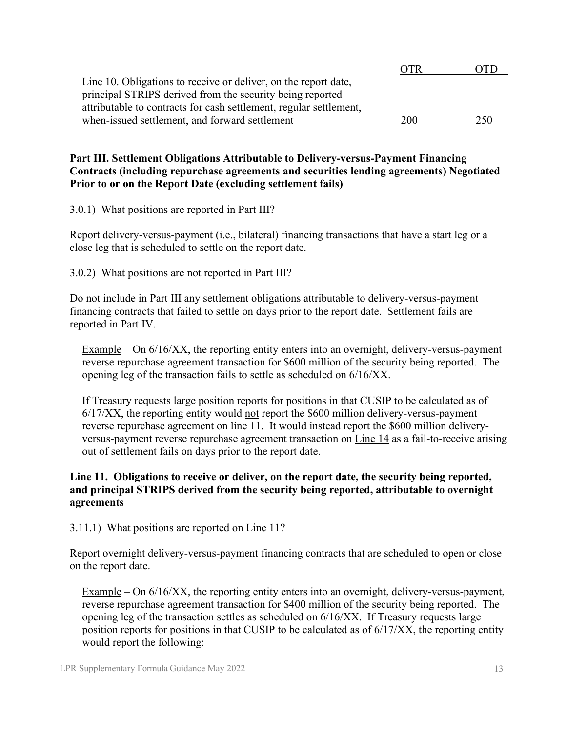| | OTR | OTD |
|---|---|---|
| Line 10. Obligations to receive or deliver, on the report date, principal STRIPS derived from the security being reported attributable to contracts for cash settlement, regular settlement, when-issued settlement, and forward settlement | 200 | 250 |

**Part III. Settlement Obligations Attributable to Delivery-versus-Payment Financing Contracts (including repurchase agreements and securities lending agreements) Negotiated Prior to or on the Report Date (excluding settlement fails)**

3.0.1) What positions are reported in Part III?

Report delivery-versus-payment (i.e., bilateral) financing transactions that have a start leg or a close leg that is scheduled to settle on the report date.

3.0.2) What positions are not reported in Part III?

Do not include in Part III any settlement obligations attributable to delivery-versus-payment financing contracts that failed to settle on days prior to the report date. Settlement fails are reported in Part IV.

> Example – On 6/16/XX, the reporting entity enters into an overnight, delivery-versus-payment reverse repurchase agreement transaction for $600 million of the security being reported. The opening leg of the transaction fails to settle as scheduled on 6/16/XX.
>
> If Treasury requests large position reports for positions in that CUSIP to be calculated as of 6/17/XX, the reporting entity would not report the $600 million delivery-versus-payment reverse repurchase agreement on line 11. It would instead report the $600 million delivery-versus-payment reverse repurchase agreement transaction on Line 14 as a fail-to-receive arising out of settlement fails on days prior to the report date.

**Line 11. Obligations to receive or deliver, on the report date, the security being reported, and principal STRIPS derived from the security being reported, attributable to overnight agreements**

3.11.1) What positions are reported on Line 11?

Report overnight delivery-versus-payment financing contracts that are scheduled to open or close on the report date.

> Example – On 6/16/XX, the reporting entity enters into an overnight, delivery-versus-payment, reverse repurchase agreement transaction for $400 million of the security being reported. The opening leg of the transaction settles as scheduled on 6/16/XX. If Treasury requests large position reports for positions in that CUSIP to be calculated as of 6/17/XX, the reporting entity would report the following: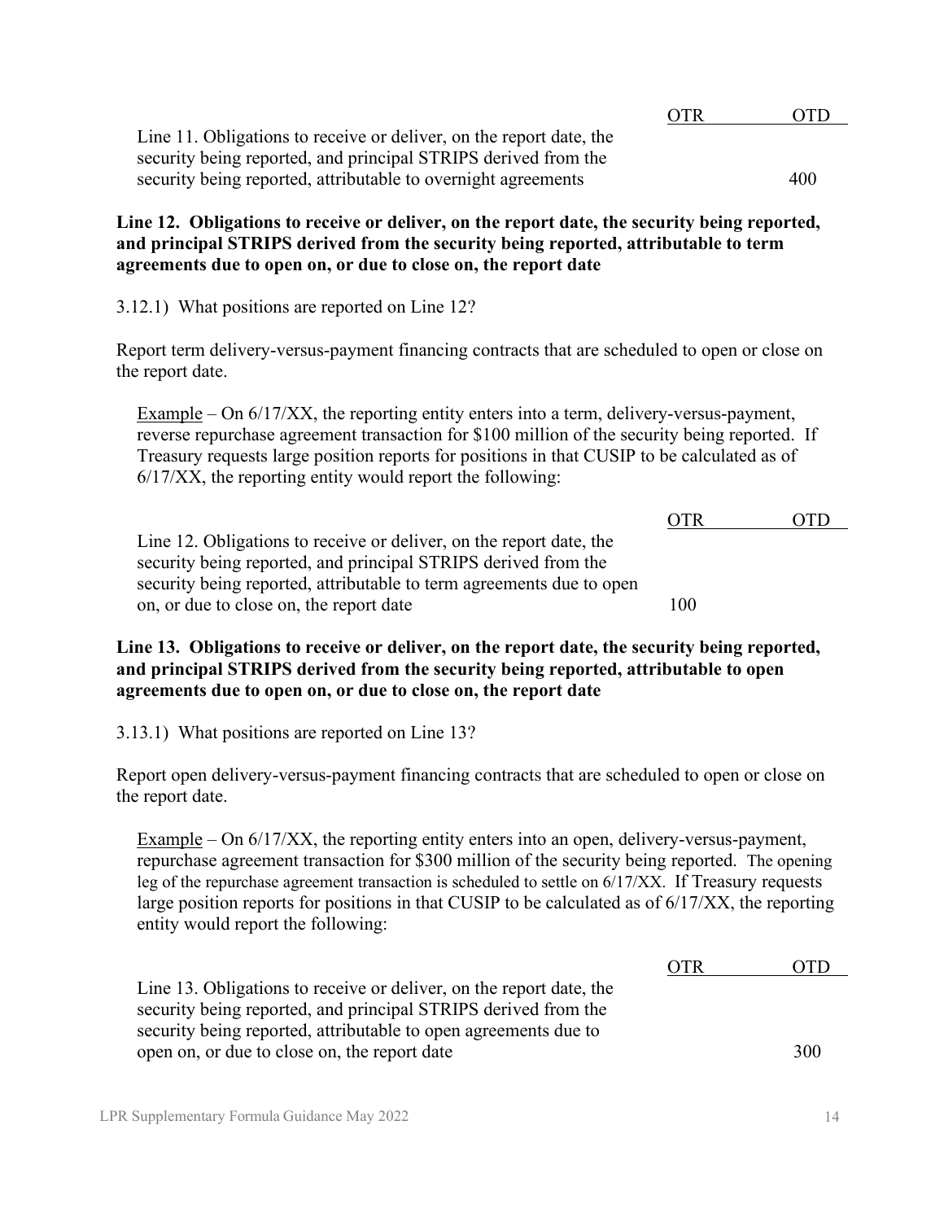| | OTR | OTD |
|---|---|---|
| Line 11. Obligations to receive or deliver, on the report date, the security being reported, and principal STRIPS derived from the security being reported, attributable to overnight agreements | | 400 |

**Line 12. Obligations to receive or deliver, on the report date, the security being reported, and principal STRIPS derived from the security being reported, attributable to term agreements due to open on, or due to close on, the report date**

3.12.1) What positions are reported on Line 12?

Report term delivery-versus-payment financing contracts that are scheduled to open or close on the report date.

Example – On 6/17/XX, the reporting entity enters into a term, delivery-versus-payment, reverse repurchase agreement transaction for $100 million of the security being reported. If Treasury requests large position reports for positions in that CUSIP to be calculated as of 6/17/XX, the reporting entity would report the following:

| | OTR | OTD |
|---|---|---|
| Line 12. Obligations to receive or deliver, on the report date, the security being reported, and principal STRIPS derived from the security being reported, attributable to term agreements due to open on, or due to close on, the report date | 100 | |

**Line 13. Obligations to receive or deliver, on the report date, the security being reported, and principal STRIPS derived from the security being reported, attributable to open agreements due to open on, or due to close on, the report date**

3.13.1) What positions are reported on Line 13?

Report open delivery-versus-payment financing contracts that are scheduled to open or close on the report date.

Example – On 6/17/XX, the reporting entity enters into an open, delivery-versus-payment, repurchase agreement transaction for $300 million of the security being reported. The opening leg of the repurchase agreement transaction is scheduled to settle on 6/17/XX. If Treasury requests large position reports for positions in that CUSIP to be calculated as of 6/17/XX, the reporting entity would report the following:

| | OTR | OTD |
|---|---|---|
| Line 13. Obligations to receive or deliver, on the report date, the security being reported, and principal STRIPS derived from the security being reported, attributable to open agreements due to open on, or due to close on, the report date | | 300 |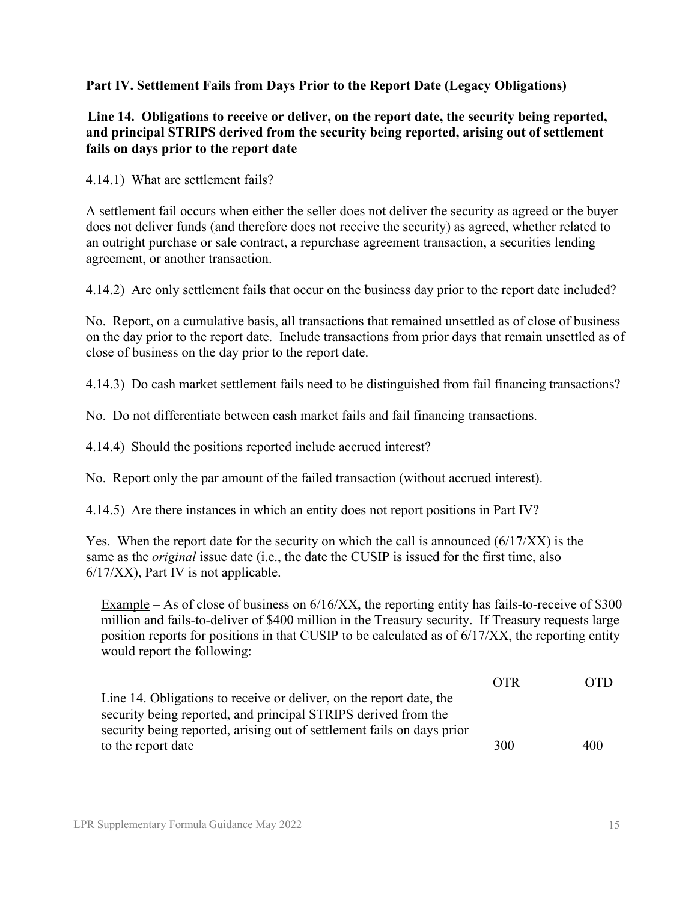**Part IV. Settlement Fails from Days Prior to the Report Date (Legacy Obligations)**

**Line 14. Obligations to receive or deliver, on the report date, the security being reported, and principal STRIPS derived from the security being reported, arising out of settlement fails on days prior to the report date**

4.14.1) What are settlement fails?

A settlement fail occurs when either the seller does not deliver the security as agreed or the buyer does not deliver funds (and therefore does not receive the security) as agreed, whether related to an outright purchase or sale contract, a repurchase agreement transaction, a securities lending agreement, or another transaction.

4.14.2) Are only settlement fails that occur on the business day prior to the report date included?

No. Report, on a cumulative basis, all transactions that remained unsettled as of close of business on the day prior to the report date. Include transactions from prior days that remain unsettled as of close of business on the day prior to the report date.

4.14.3) Do cash market settlement fails need to be distinguished from fail financing transactions?

No. Do not differentiate between cash market fails and fail financing transactions.

4.14.4) Should the positions reported include accrued interest?

No. Report only the par amount of the failed transaction (without accrued interest).

4.14.5) Are there instances in which an entity does not report positions in Part IV?

Yes. When the report date for the security on which the call is announced (6/17/XX) is the same as the *original* issue date (i.e., the date the CUSIP is issued for the first time, also 6/17/XX), Part IV is not applicable.

Example – As of close of business on 6/16/XX, the reporting entity has fails-to-receive of $300 million and fails-to-deliver of $400 million in the Treasury security. If Treasury requests large position reports for positions in that CUSIP to be calculated as of 6/17/XX, the reporting entity would report the following:

| | OTR | OTD |
|---|---|---|
| Line 14. Obligations to receive or deliver, on the report date, the security being reported, and principal STRIPS derived from the security being reported, arising out of settlement fails on days prior to the report date | 300 | 400 |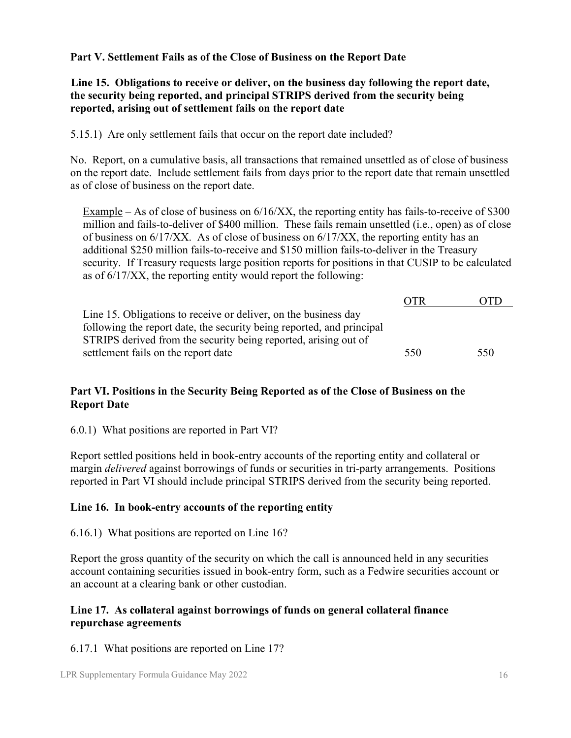**Part V. Settlement Fails as of the Close of Business on the Report Date**

**Line 15. Obligations to receive or deliver, on the business day following the report date, the security being reported, and principal STRIPS derived from the security being reported, arising out of settlement fails on the report date**

5.15.1) Are only settlement fails that occur on the report date included?

No. Report, on a cumulative basis, all transactions that remained unsettled as of close of business on the report date. Include settlement fails from days prior to the report date that remain unsettled as of close of business on the report date.

Example – As of close of business on 6/16/XX, the reporting entity has fails-to-receive of $300 million and fails-to-deliver of $400 million. These fails remain unsettled (i.e., open) as of close of business on 6/17/XX. As of close of business on 6/17/XX, the reporting entity has an additional $250 million fails-to-receive and $150 million fails-to-deliver in the Treasury security. If Treasury requests large position reports for positions in that CUSIP to be calculated as of 6/17/XX, the reporting entity would report the following:

| | OTR | OTD |
|---|---|---|
| Line 15. Obligations to receive or deliver, on the business day following the report date, the security being reported, and principal STRIPS derived from the security being reported, arising out of settlement fails on the report date | 550 | 550 |

**Part VI. Positions in the Security Being Reported as of the Close of Business on the Report Date**

6.0.1) What positions are reported in Part VI?

Report settled positions held in book-entry accounts of the reporting entity and collateral or margin *delivered* against borrowings of funds or securities in tri-party arrangements. Positions reported in Part VI should include principal STRIPS derived from the security being reported.

**Line 16. In book-entry accounts of the reporting entity**

6.16.1) What positions are reported on Line 16?

Report the gross quantity of the security on which the call is announced held in any securities account containing securities issued in book-entry form, such as a Fedwire securities account or an account at a clearing bank or other custodian.

**Line 17. As collateral against borrowings of funds on general collateral finance repurchase agreements**

6.17.1 What positions are reported on Line 17?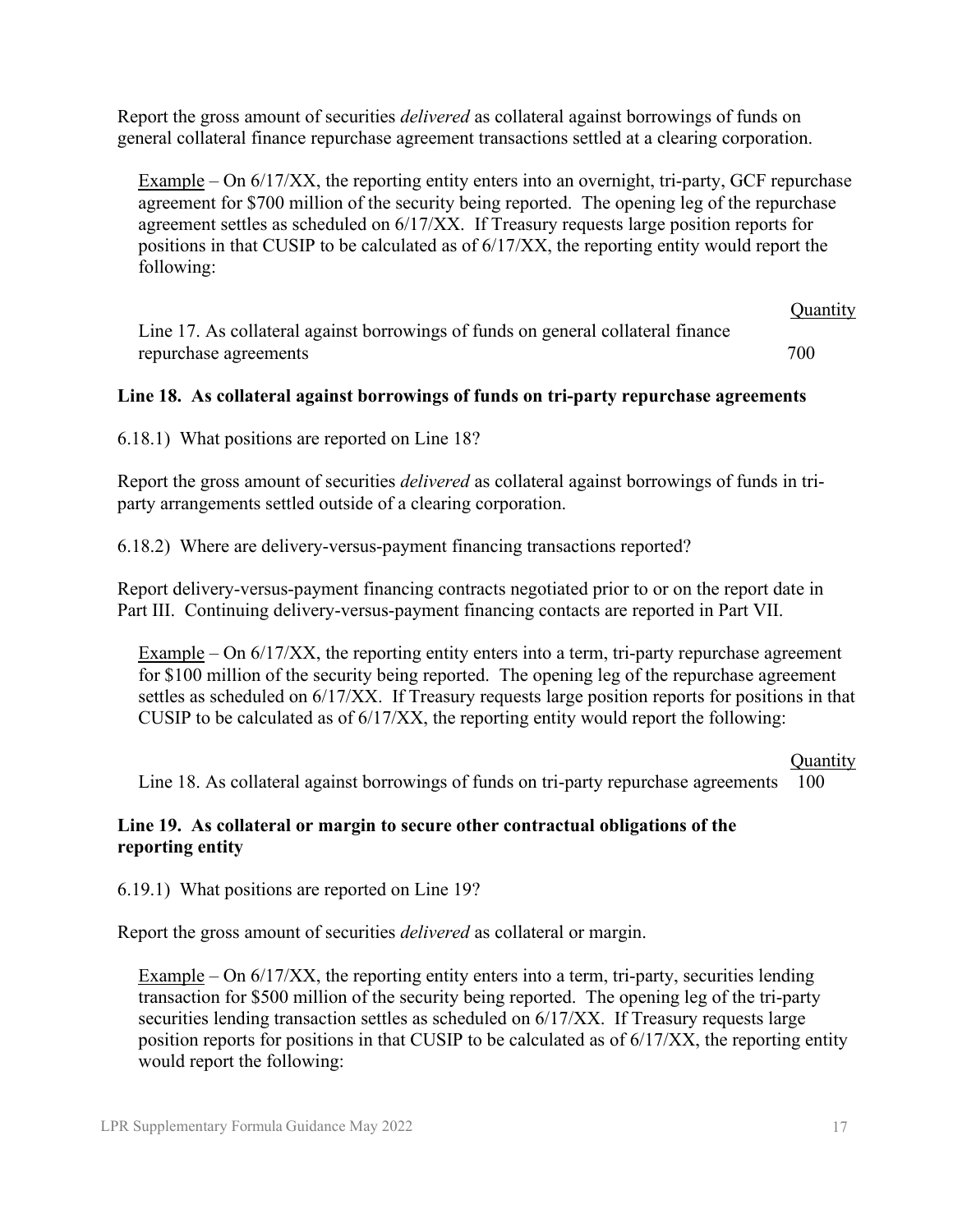Report the gross amount of securities *delivered* as collateral against borrowings of funds on general collateral finance repurchase agreement transactions settled at a clearing corporation.

Example – On 6/17/XX, the reporting entity enters into an overnight, tri-party, GCF repurchase agreement for $700 million of the security being reported. The opening leg of the repurchase agreement settles as scheduled on 6/17/XX. If Treasury requests large position reports for positions in that CUSIP to be calculated as of 6/17/XX, the reporting entity would report the following:

| | Quantity |
|---|---|
| Line 17. As collateral against borrowings of funds on general collateral finance repurchase agreements | 700 |

**Line 18. As collateral against borrowings of funds on tri-party repurchase agreements**

6.18.1) What positions are reported on Line 18?

Report the gross amount of securities *delivered* as collateral against borrowings of funds in tri-party arrangements settled outside of a clearing corporation.

6.18.2) Where are delivery-versus-payment financing transactions reported?

Report delivery-versus-payment financing contracts negotiated prior to or on the report date in Part III. Continuing delivery-versus-payment financing contacts are reported in Part VII.

Example – On 6/17/XX, the reporting entity enters into a term, tri-party repurchase agreement for $100 million of the security being reported. The opening leg of the repurchase agreement settles as scheduled on 6/17/XX. If Treasury requests large position reports for positions in that CUSIP to be calculated as of 6/17/XX, the reporting entity would report the following:

| | Quantity |
|---|---|
| Line 18. As collateral against borrowings of funds on tri-party repurchase agreements | 100 |

**Line 19. As collateral or margin to secure other contractual obligations of the reporting entity**

6.19.1) What positions are reported on Line 19?

Report the gross amount of securities *delivered* as collateral or margin.

Example – On 6/17/XX, the reporting entity enters into a term, tri-party, securities lending transaction for $500 million of the security being reported. The opening leg of the tri-party securities lending transaction settles as scheduled on 6/17/XX. If Treasury requests large position reports for positions in that CUSIP to be calculated as of 6/17/XX, the reporting entity would report the following: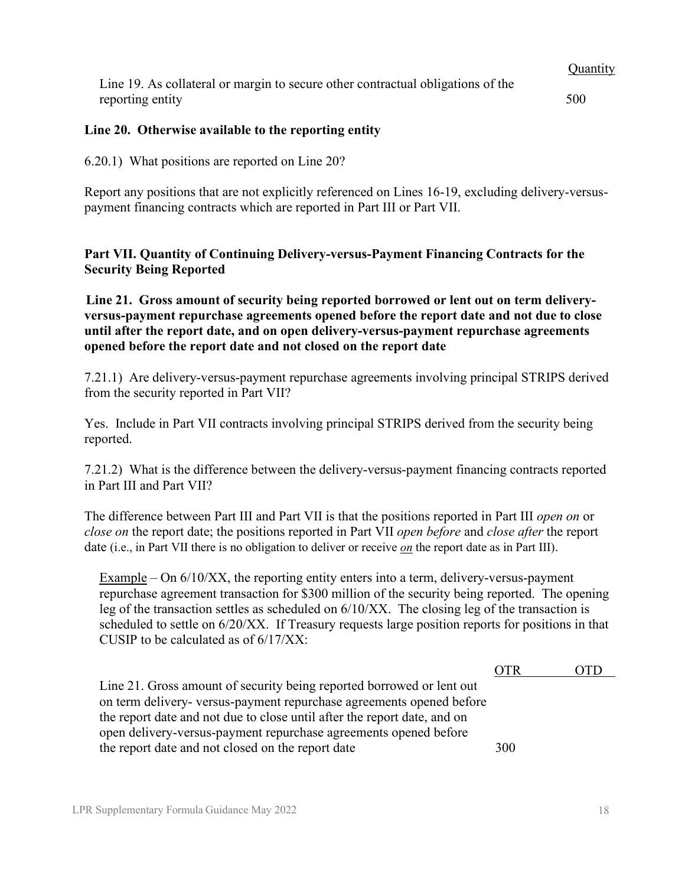| | Quantity |
|---|---|
| Line 19. As collateral or margin to secure other contractual obligations of the reporting entity | 500 |

**Line 20. Otherwise available to the reporting entity**

6.20.1) What positions are reported on Line 20?

Report any positions that are not explicitly referenced on Lines 16-19, excluding delivery-versus-payment financing contracts which are reported in Part III or Part VII.

## Part VII. Quantity of Continuing Delivery-versus-Payment Financing Contracts for the Security Being Reported

**Line 21. Gross amount of security being reported borrowed or lent out on term delivery-versus-payment repurchase agreements opened before the report date and not due to close until after the report date, and on open delivery-versus-payment repurchase agreements opened before the report date and not closed on the report date**

7.21.1) Are delivery-versus-payment repurchase agreements involving principal STRIPS derived from the security reported in Part VII?

Yes. Include in Part VII contracts involving principal STRIPS derived from the security being reported.

7.21.2) What is the difference between the delivery-versus-payment financing contracts reported in Part III and Part VII?

The difference between Part III and Part VII is that the positions reported in Part III *open on* or *close on* the report date; the positions reported in Part VII *open before* and *close after* the report date (i.e., in Part VII there is no obligation to deliver or receive *on* the report date as in Part III).

Example – On 6/10/XX, the reporting entity enters into a term, delivery-versus-payment repurchase agreement transaction for $300 million of the security being reported. The opening leg of the transaction settles as scheduled on 6/10/XX. The closing leg of the transaction is scheduled to settle on 6/20/XX. If Treasury requests large position reports for positions in that CUSIP to be calculated as of 6/17/XX:

| | OTR | OTD |
|---|---|---|
| Line 21. Gross amount of security being reported borrowed or lent out on term delivery- versus-payment repurchase agreements opened before the report date and not due to close until after the report date, and on open delivery-versus-payment repurchase agreements opened before the report date and not closed on the report date | 300 | |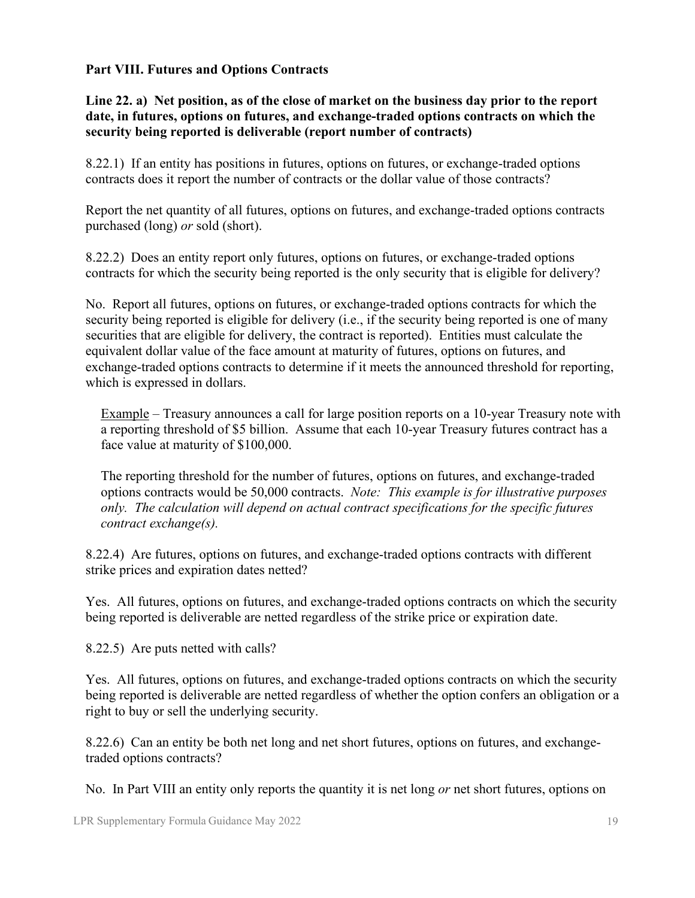## Part VIII. Futures and Options Contracts

**Line 22. a) Net position, as of the close of market on the business day prior to the report date, in futures, options on futures, and exchange-traded options contracts on which the security being reported is deliverable (report number of contracts)**

8.22.1) If an entity has positions in futures, options on futures, or exchange-traded options contracts does it report the number of contracts or the dollar value of those contracts?

Report the net quantity of all futures, options on futures, and exchange-traded options contracts purchased (long) *or* sold (short).

8.22.2) Does an entity report only futures, options on futures, or exchange-traded options contracts for which the security being reported is the only security that is eligible for delivery?

No. Report all futures, options on futures, or exchange-traded options contracts for which the security being reported is eligible for delivery (i.e., if the security being reported is one of many securities that are eligible for delivery, the contract is reported). Entities must calculate the equivalent dollar value of the face amount at maturity of futures, options on futures, and exchange-traded options contracts to determine if it meets the announced threshold for reporting, which is expressed in dollars.

> Example – Treasury announces a call for large position reports on a 10-year Treasury note with a reporting threshold of $5 billion. Assume that each 10-year Treasury futures contract has a face value at maturity of $100,000.
>
> The reporting threshold for the number of futures, options on futures, and exchange-traded options contracts would be 50,000 contracts. *Note: This example is for illustrative purposes only. The calculation will depend on actual contract specifications for the specific futures contract exchange(s).*

8.22.4) Are futures, options on futures, and exchange-traded options contracts with different strike prices and expiration dates netted?

Yes. All futures, options on futures, and exchange-traded options contracts on which the security being reported is deliverable are netted regardless of the strike price or expiration date.

8.22.5) Are puts netted with calls?

Yes. All futures, options on futures, and exchange-traded options contracts on which the security being reported is deliverable are netted regardless of whether the option confers an obligation or a right to buy or sell the underlying security.

8.22.6) Can an entity be both net long and net short futures, options on futures, and exchange-traded options contracts?

No. In Part VIII an entity only reports the quantity it is net long *or* net short futures, options on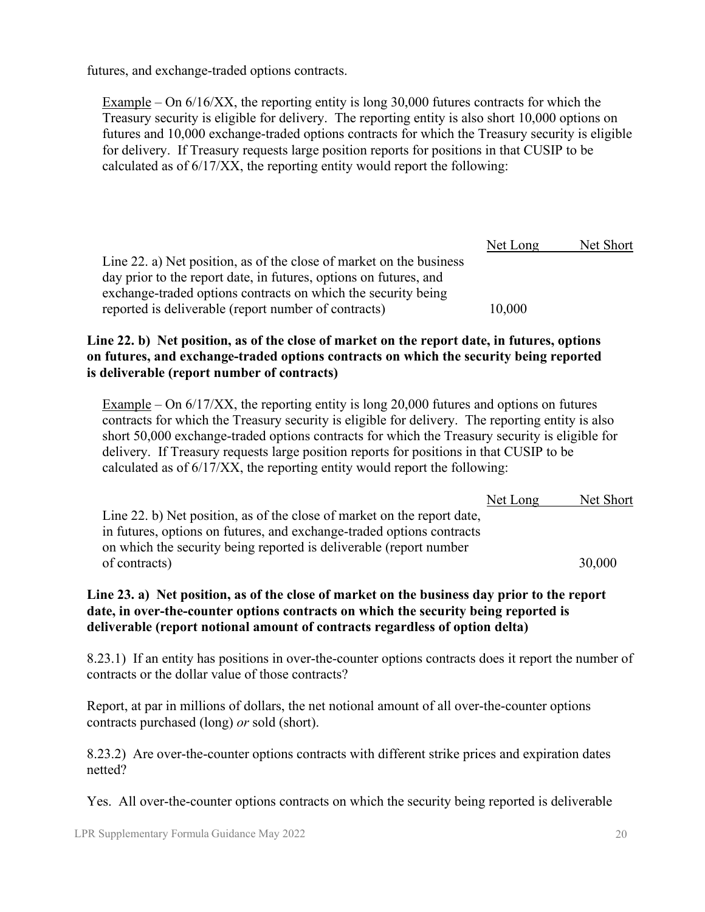futures, and exchange-traded options contracts.

Example – On 6/16/XX, the reporting entity is long 30,000 futures contracts for which the Treasury security is eligible for delivery. The reporting entity is also short 10,000 options on futures and 10,000 exchange-traded options contracts for which the Treasury security is eligible for delivery. If Treasury requests large position reports for positions in that CUSIP to be calculated as of 6/17/XX, the reporting entity would report the following:

| | Net Long | Net Short |
|---|---|---|
| Line 22. a) Net position, as of the close of market on the business day prior to the report date, in futures, options on futures, and exchange-traded options contracts on which the security being reported is deliverable (report number of contracts) | 10,000 | |

**Line 22. b) Net position, as of the close of market on the report date, in futures, options on futures, and exchange-traded options contracts on which the security being reported is deliverable (report number of contracts)**

Example – On 6/17/XX, the reporting entity is long 20,000 futures and options on futures contracts for which the Treasury security is eligible for delivery. The reporting entity is also short 50,000 exchange-traded options contracts for which the Treasury security is eligible for delivery. If Treasury requests large position reports for positions in that CUSIP to be calculated as of 6/17/XX, the reporting entity would report the following:

| | Net Long | Net Short |
|---|---|---|
| Line 22. b) Net position, as of the close of market on the report date, in futures, options on futures, and exchange-traded options contracts on which the security being reported is deliverable (report number of contracts) | | 30,000 |

**Line 23. a) Net position, as of the close of market on the business day prior to the report date, in over-the-counter options contracts on which the security being reported is deliverable (report notional amount of contracts regardless of option delta)**

8.23.1) If an entity has positions in over-the-counter options contracts does it report the number of contracts or the dollar value of those contracts?

Report, at par in millions of dollars, the net notional amount of all over-the-counter options contracts purchased (long) *or* sold (short).

8.23.2) Are over-the-counter options contracts with different strike prices and expiration dates netted?

Yes. All over-the-counter options contracts on which the security being reported is deliverable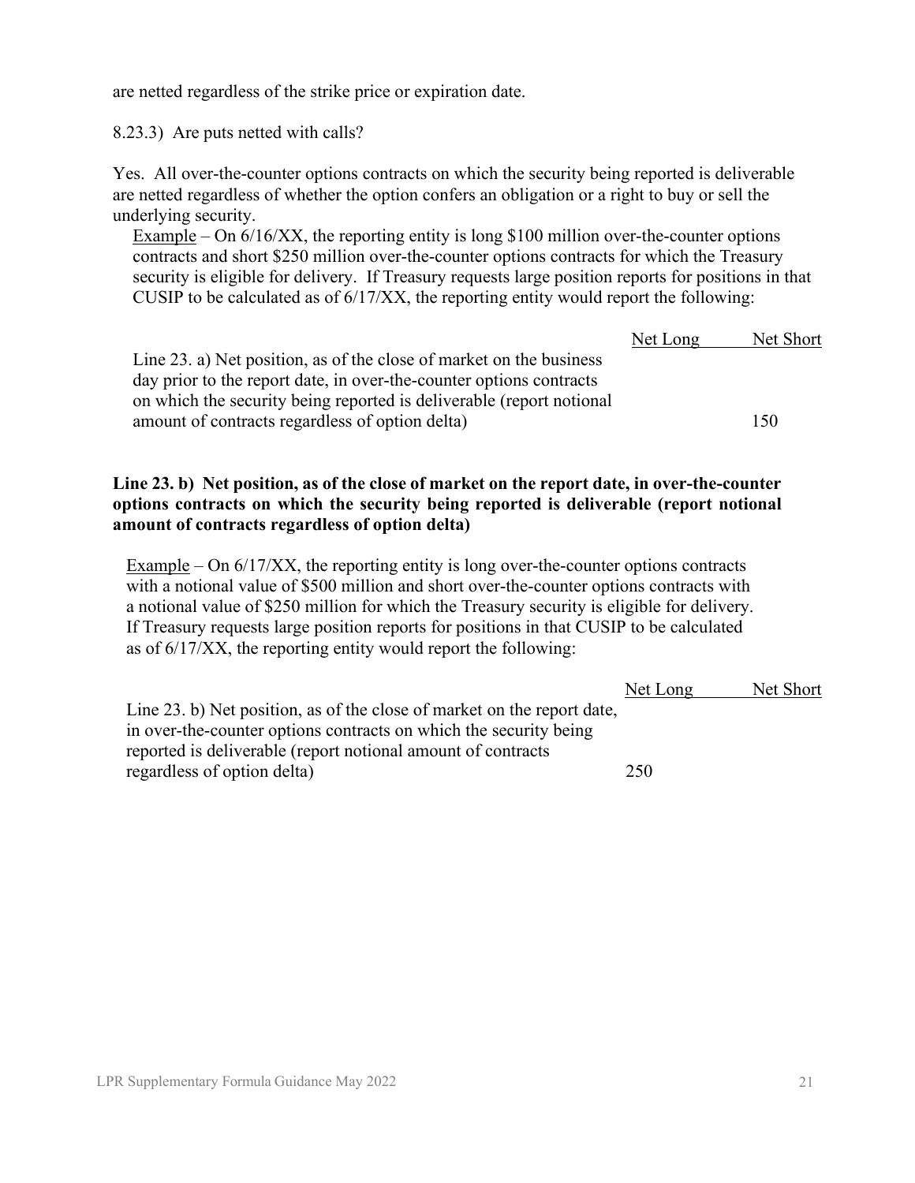are netted regardless of the strike price or expiration date.

8.23.3) Are puts netted with calls?

Yes. All over-the-counter options contracts on which the security being reported is deliverable are netted regardless of whether the option confers an obligation or a right to buy or sell the underlying security.

Example – On 6/16/XX, the reporting entity is long $100 million over-the-counter options contracts and short $250 million over-the-counter options contracts for which the Treasury security is eligible for delivery. If Treasury requests large position reports for positions in that CUSIP to be calculated as of 6/17/XX, the reporting entity would report the following:

| | Net Long | Net Short |
|---|---|---|
| Line 23. a) Net position, as of the close of market on the business day prior to the report date, in over-the-counter options contracts on which the security being reported is deliverable (report notional amount of contracts regardless of option delta) | | 150 |

**Line 23. b) Net position, as of the close of market on the report date, in over-the-counter options contracts on which the security being reported is deliverable (report notional amount of contracts regardless of option delta)**

Example – On 6/17/XX, the reporting entity is long over-the-counter options contracts with a notional value of $500 million and short over-the-counter options contracts with a notional value of $250 million for which the Treasury security is eligible for delivery. If Treasury requests large position reports for positions in that CUSIP to be calculated as of 6/17/XX, the reporting entity would report the following:

| | Net Long | Net Short |
|---|---|---|
| Line 23. b) Net position, as of the close of market on the report date, in over-the-counter options contracts on which the security being reported is deliverable (report notional amount of contracts regardless of option delta) | 250 | |